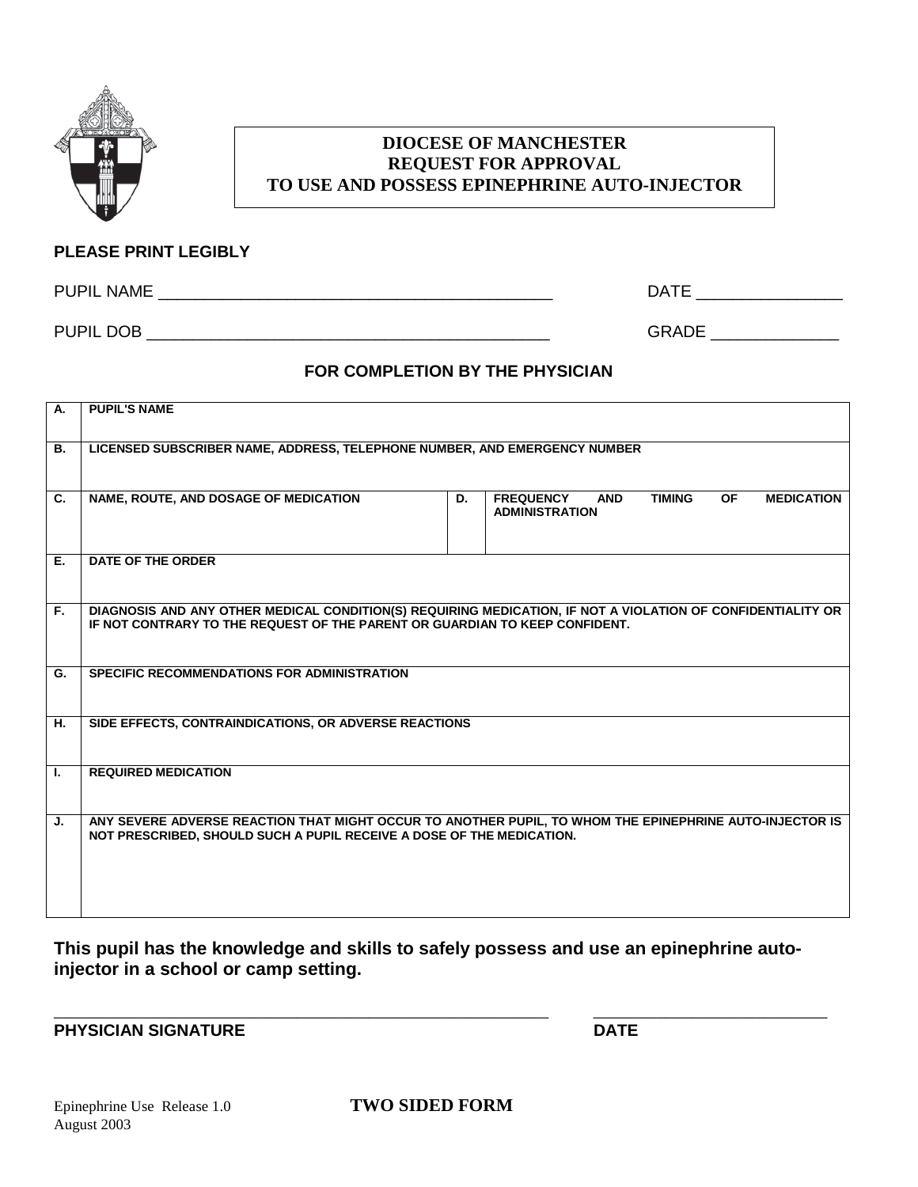# DIOCESE OF MANCHESTER
# REQUEST FOR APPROVAL
# TO USE AND POSSESS EPINEPHRINE AUTO-INJECTOR

**PLEASE PRINT LEGIBLY**

PUPIL NAME ___________________________________________ DATE ________________

PUPIL DOB ____________________________________________ GRADE ______________

**FOR COMPLETION BY THE PHYSICIAN**

| | | | |
|---|---|---|---|
| **A.** | **PUPIL'S NAME** | | |
| **B.** | **LICENSED SUBSCRIBER NAME, ADDRESS, TELEPHONE NUMBER, AND EMERGENCY NUMBER** | | |
| **C.** | **NAME, ROUTE, AND DOSAGE OF MEDICATION** | **D.** | **FREQUENCY AND TIMING OF MEDICATION ADMINISTRATION** |
| **E.** | **DATE OF THE ORDER** | | |
| **F.** | **DIAGNOSIS AND ANY OTHER MEDICAL CONDITION(S) REQUIRING MEDICATION, IF NOT A VIOLATION OF CONFIDENTIALITY OR IF NOT CONTRARY TO THE REQUEST OF THE PARENT OR GUARDIAN TO KEEP CONFIDENT.** | | |
| **G.** | **SPECIFIC RECOMMENDATIONS FOR ADMINISTRATION** | | |
| **H.** | **SIDE EFFECTS, CONTRAINDICATIONS, OR ADVERSE REACTIONS** | | |
| **I.** | **REQUIRED MEDICATION** | | |
| **J.** | **ANY SEVERE ADVERSE REACTION THAT MIGHT OCCUR TO ANOTHER PUPIL, TO WHOM THE EPINEPHRINE AUTO-INJECTOR IS NOT PRESCRIBED, SHOULD SUCH A PUPIL RECEIVE A DOSE OF THE MEDICATION.** | | |

**This pupil has the knowledge and skills to safely possess and use an epinephrine auto-injector in a school or camp setting.**

_________________________________________________________ ___________________________

**PHYSICIAN SIGNATURE** **DATE**

Epinephrine Use Release 1.0
August 2003

**TWO SIDED FORM**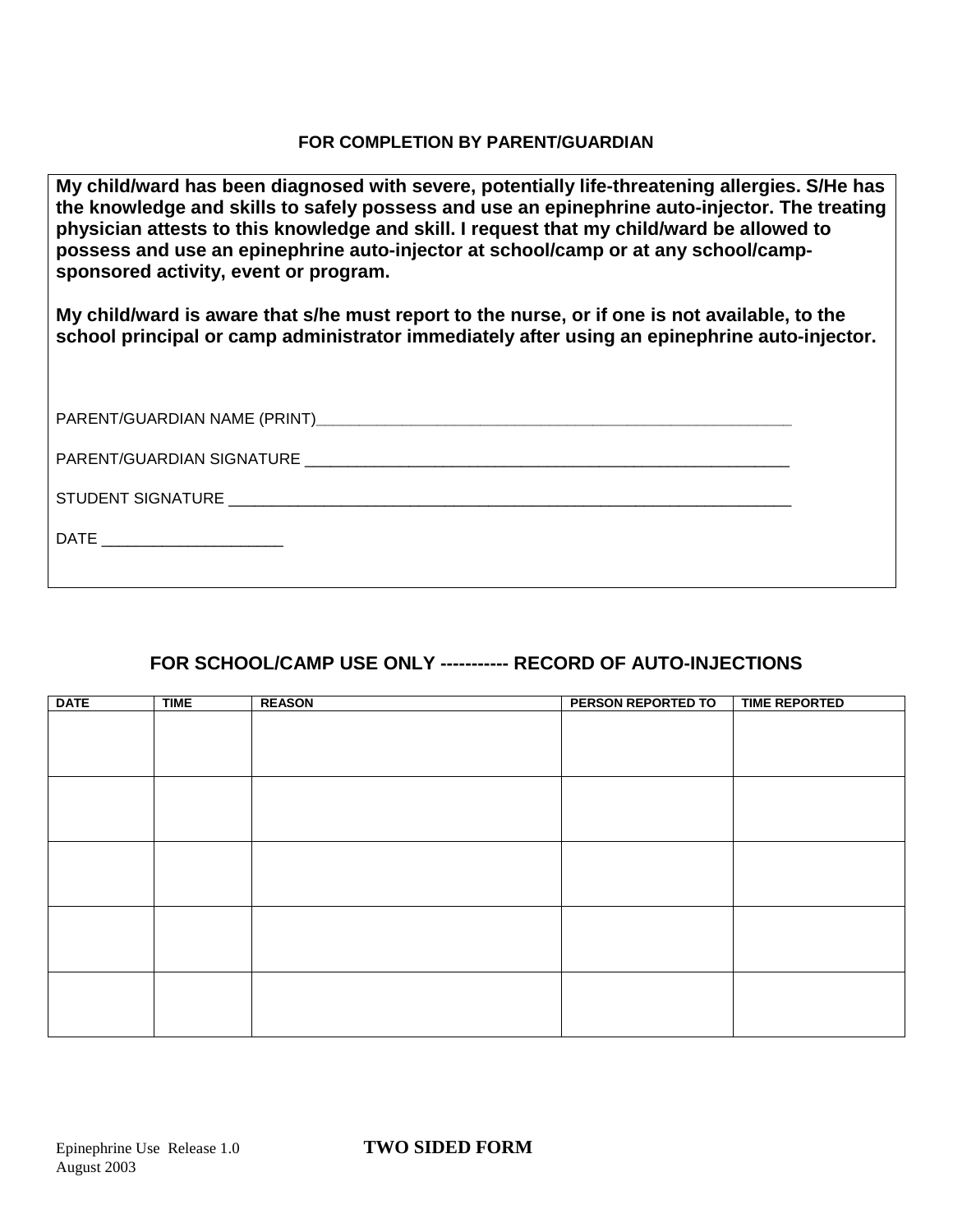### FOR COMPLETION BY PARENT/GUARDIAN

**My child/ward has been diagnosed with severe, potentially life-threatening allergies. S/He has the knowledge and skills to safely possess and use an epinephrine auto-injector. The treating physician attests to this knowledge and skill. I request that my child/ward be allowed to possess and use an epinephrine auto-injector at school/camp or at any school/camp-sponsored activity, event or program.**

**My child/ward is aware that s/he must report to the nurse, or if one is not available, to the school principal or camp administrator immediately after using an epinephrine auto-injector.**

PARENT/GUARDIAN NAME (PRINT)___________________________________________________________

PARENT/GUARDIAN SIGNATURE _________________________________________________________

STUDENT SIGNATURE ______________________________________________________________

DATE _____________________

### FOR SCHOOL/CAMP USE ONLY ----------- RECORD OF AUTO-INJECTIONS

| DATE | TIME | REASON | PERSON REPORTED TO | TIME REPORTED |
|---|---|---|---|---|
| | | | | |
| | | | | |
| | | | | |
| | | | | |
| | | | | |

Epinephrine Use Release 1.0
August 2003

**TWO SIDED FORM**